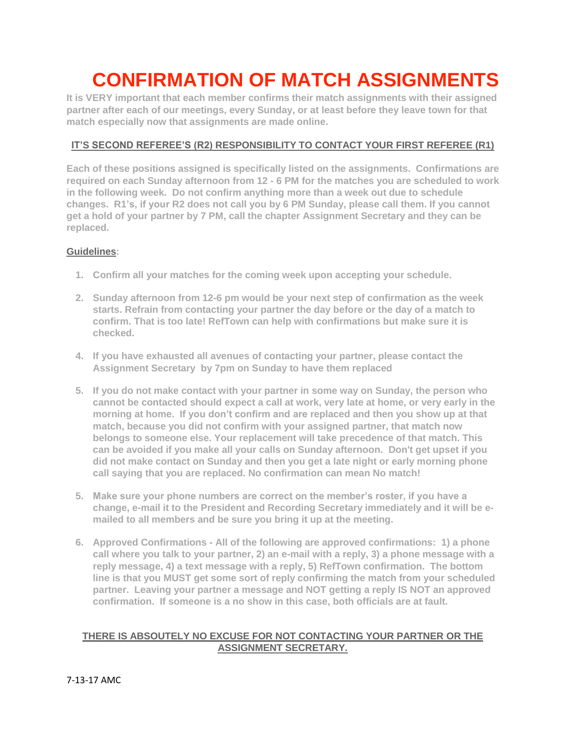# CONFIRMATION OF MATCH ASSIGNMENTS

**It is VERY important that each member confirms their match assignments with their assigned partner after each of our meetings, every Sunday, or at least before they leave town for that match especially now that assignments are made online.**

**IT'S SECOND REFEREE'S (R2) RESPONSIBILITY TO CONTACT YOUR FIRST REFEREE (R1)**

**Each of these positions assigned is specifically listed on the assignments. Confirmations are required on each Sunday afternoon from 12 - 6 PM for the matches you are scheduled to work in the following week. Do not confirm anything more than a week out due to schedule changes. R1's, if your R2 does not call you by 6 PM Sunday, please call them. If you cannot get a hold of your partner by 7 PM, call the chapter Assignment Secretary and they can be replaced.**

**Guidelines:**

1. **Confirm all your matches for the coming week upon accepting your schedule.**
2. **Sunday afternoon from 12-6 pm would be your next step of confirmation as the week starts. Refrain from contacting your partner the day before or the day of a match to confirm. That is too late! RefTown can help with confirmations but make sure it is checked.**
4. **If you have exhausted all avenues of contacting your partner, please contact the Assignment Secretary by 7pm on Sunday to have them replaced**
5. **If you do not make contact with your partner in some way on Sunday, the person who cannot be contacted should expect a call at work, very late at home, or very early in the morning at home. If you don't confirm and are replaced and then you show up at that match, because you did not confirm with your assigned partner, that match now belongs to someone else. Your replacement will take precedence of that match. This can be avoided if you make all your calls on Sunday afternoon. Don't get upset if you did not make contact on Sunday and then you get a late night or early morning phone call saying that you are replaced. No confirmation can mean No match!**
5. **Make sure your phone numbers are correct on the member's roster, if you have a change, e-mail it to the President and Recording Secretary immediately and it will be e-mailed to all members and be sure you bring it up at the meeting.**
6. **Approved Confirmations - All of the following are approved confirmations: 1) a phone call where you talk to your partner, 2) an e-mail with a reply, 3) a phone message with a reply message, 4) a text message with a reply, 5) RefTown confirmation. The bottom line is that you MUST get some sort of reply confirming the match from your scheduled partner. Leaving your partner a message and NOT getting a reply IS NOT an approved confirmation. If someone is a no show in this case, both officials are at fault.**

**THERE IS ABSOUTELY NO EXCUSE FOR NOT CONTACTING YOUR PARTNER OR THE ASSIGNMENT SECRETARY.**

7-13-17 AMC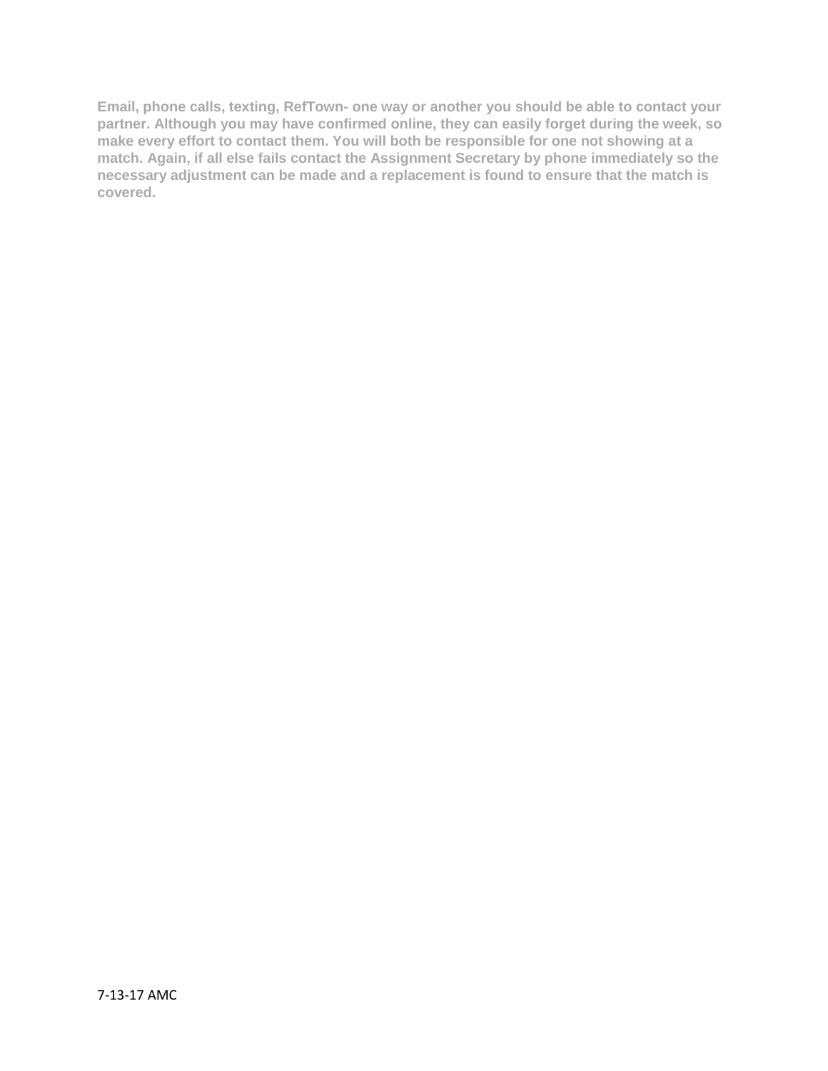**Email, phone calls, texting, RefTown- one way or another you should be able to contact your partner. Although you may have confirmed online, they can easily forget during the week, so make every effort to contact them. You will both be responsible for one not showing at a match. Again, if all else fails contact the Assignment Secretary by phone immediately so the necessary adjustment can be made and a replacement is found to ensure that the match is covered.**